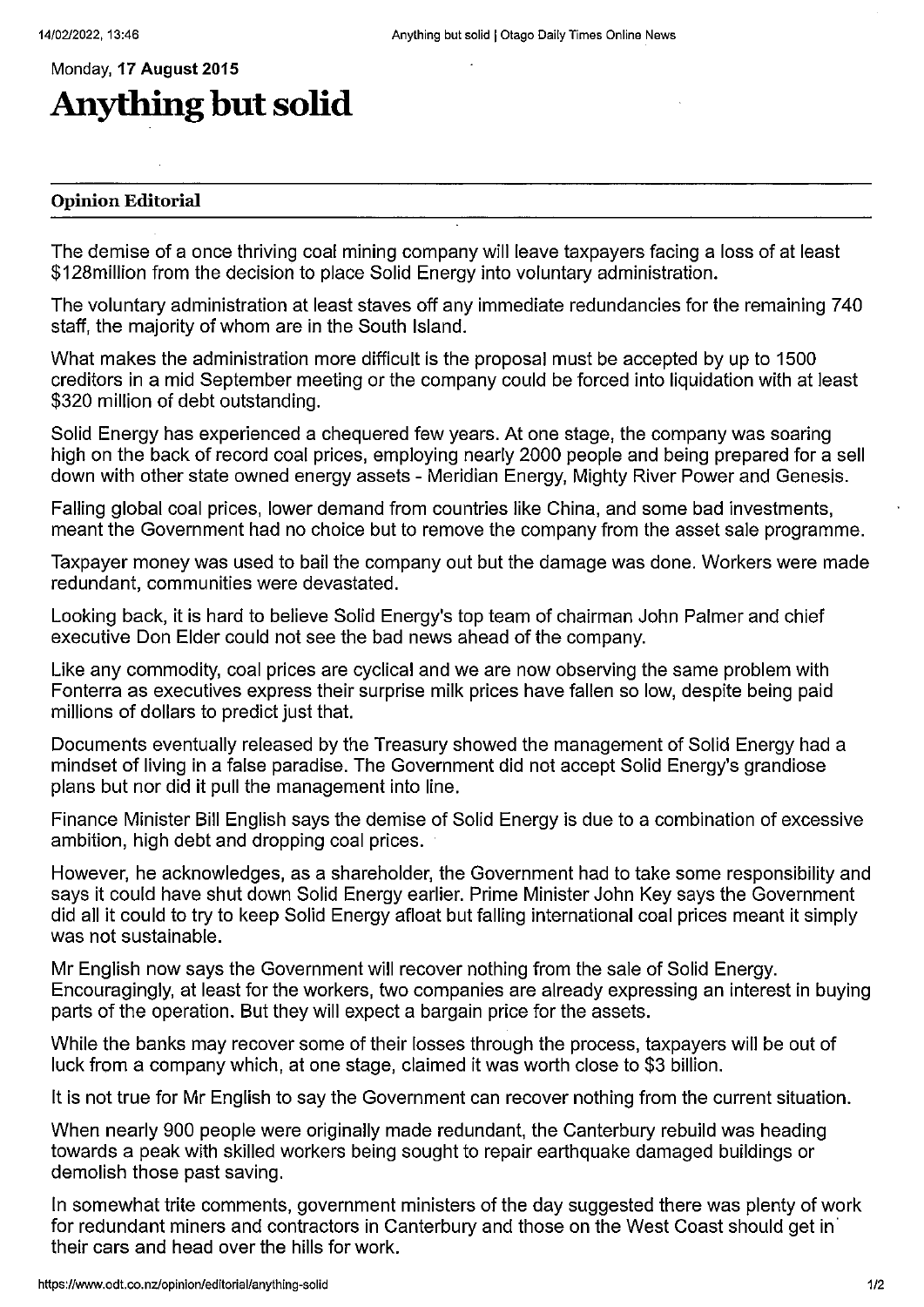Monday, **17 August 2015**

# Anything but solid

**Opinion Editorial**

The demise of a once thriving coal mining company will leave taxpayers facing a loss of at least $128million from the decision to place Solid Energy into voluntary administration.

The voluntary administration at least staves off any immediate redundancies for the remaining 740 staff, the majority of whom are in the South Island.

What makes the administration more difficult is the proposal must be accepted by up to 1500 creditors in a mid September meeting or the company could be forced into liquidation with at least $320 million of debt outstanding.

Solid Energy has experienced a chequered few years. At one stage, the company was soaring high on the back of record coal prices, employing nearly 2000 people and being prepared for a sell down with other state owned energy assets - Meridian Energy, Mighty River Power and Genesis.

Falling global coal prices, lower demand from countries like China, and some bad investments, meant the Government had no choice but to remove the company from the asset sale programme.

Taxpayer money was used to bail the company out but the damage was done. Workers were made redundant, communities were devastated.

Looking back, it is hard to believe Solid Energy's top team of chairman John Palmer and chief executive Don Elder could not see the bad news ahead of the company.

Like any commodity, coal prices are cyclical and we are now observing the same problem with Fonterra as executives express their surprise milk prices have fallen so low, despite being paid millions of dollars to predict just that.

Documents eventually released by the Treasury showed the management of Solid Energy had a mindset of living in a false paradise. The Government did not accept Solid Energy's grandiose plans but nor did it pull the management into line.

Finance Minister Bill English says the demise of Solid Energy is due to a combination of excessive ambition, high debt and dropping coal prices.

However, he acknowledges, as a shareholder, the Government had to take some responsibility and says it could have shut down Solid Energy earlier. Prime Minister John Key says the Government did all it could to try to keep Solid Energy afloat but falling international coal prices meant it simply was not sustainable.

Mr English now says the Government will recover nothing from the sale of Solid Energy. Encouragingly, at least for the workers, two companies are already expressing an interest in buying parts of the operation. But they will expect a bargain price for the assets.

While the banks may recover some of their losses through the process, taxpayers will be out of luck from a company which, at one stage, claimed it was worth close to $3 billion.

It is not true for Mr English to say the Government can recover nothing from the current situation.

When nearly 900 people were originally made redundant, the Canterbury rebuild was heading towards a peak with skilled workers being sought to repair earthquake damaged buildings or demolish those past saving.

In somewhat trite comments, government ministers of the day suggested there was plenty of work for redundant miners and contractors in Canterbury and those on the West Coast should get in their cars and head over the hills for work.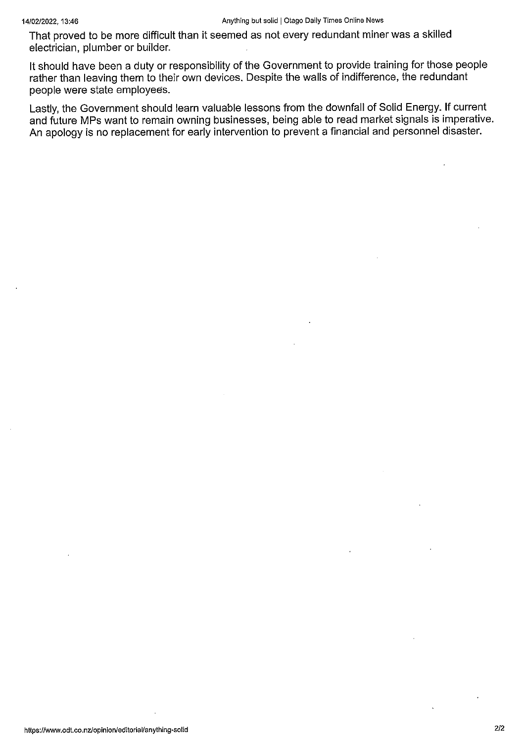That proved to be more difficult than it seemed as not every redundant miner was a skilled electrician, plumber or builder.

It should have been a duty or responsibility of the Government to provide training for those people rather than leaving them to their own devices. Despite the walls of indifference, the redundant people were state employees.

Lastly, the Government should learn valuable lessons from the downfall of Solid Energy. If current and future MPs want to remain owning businesses, being able to read market signals is imperative. An apology is no replacement for early intervention to prevent a financial and personnel disaster.